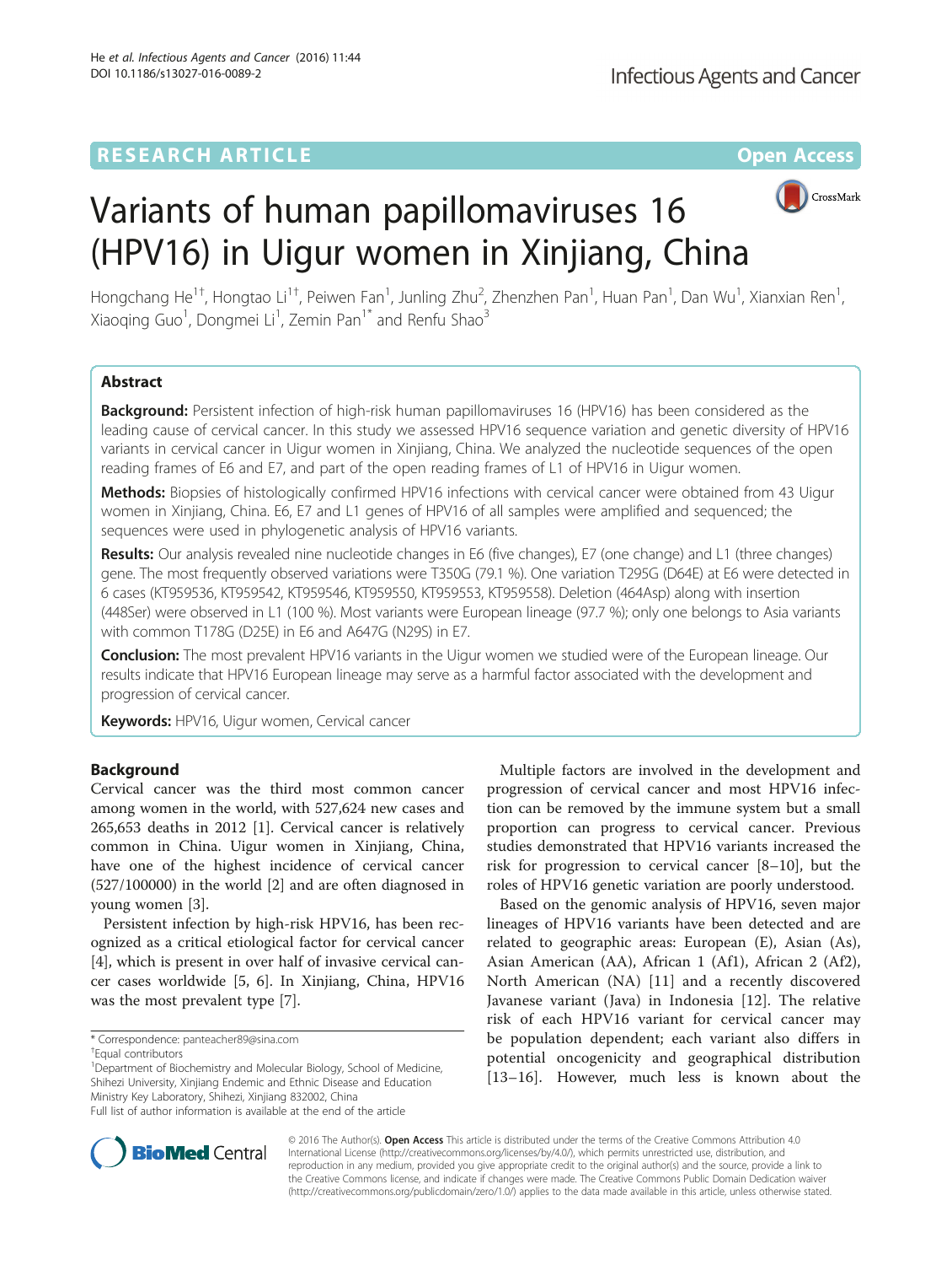RESEARCH ARTICLE Open Access

# Variants of human papillomaviruses 16 (HPV16) in Uigur women in Xinjiang, China

Hongchang He[1†], Hongtao Li[1†], Peiwen Fan[1], Junling Zhu[2], Zhenzhen Pan[1], Huan Pan[1], Dan Wu[1], Xianxian Ren[1], Xiaoqing Guo[1], Dongmei Li[1], Zemin Pan[1*] and Renfu Shao[3]

## Abstract

**Background:** Persistent infection of high-risk human papillomaviruses 16 (HPV16) has been considered as the leading cause of cervical cancer. In this study we assessed HPV16 sequence variation and genetic diversity of HPV16 variants in cervical cancer in Uigur women in Xinjiang, China. We analyzed the nucleotide sequences of the open reading frames of E6 and E7, and part of the open reading frames of L1 of HPV16 in Uigur women.

**Methods:** Biopsies of histologically confirmed HPV16 infections with cervical cancer were obtained from 43 Uigur women in Xinjiang, China. E6, E7 and L1 genes of HPV16 of all samples were amplified and sequenced; the sequences were used in phylogenetic analysis of HPV16 variants.

**Results:** Our analysis revealed nine nucleotide changes in E6 (five changes), E7 (one change) and L1 (three changes) gene. The most frequently observed variations were T350G (79.1 %). One variation T295G (D64E) at E6 were detected in 6 cases (KT959536, KT959542, KT959546, KT959550, KT959553, KT959558). Deletion (464Asp) along with insertion (448Ser) were observed in L1 (100 %). Most variants were European lineage (97.7 %); only one belongs to Asia variants with common T178G (D25E) in E6 and A647G (N29S) in E7.

**Conclusion:** The most prevalent HPV16 variants in the Uigur women we studied were of the European lineage. Our results indicate that HPV16 European lineage may serve as a harmful factor associated with the development and progression of cervical cancer.

**Keywords:** HPV16, Uigur women, Cervical cancer

## Background

Cervical cancer was the third most common cancer among women in the world, with 527,624 new cases and 265,653 deaths in 2012 [1]. Cervical cancer is relatively common in China. Uigur women in Xinjiang, China, have one of the highest incidence of cervical cancer (527/100000) in the world [2] and are often diagnosed in young women [3].

Persistent infection by high-risk HPV16, has been recognized as a critical etiological factor for cervical cancer [4], which is present in over half of invasive cervical cancer cases worldwide [5, 6]. In Xinjiang, China, HPV16 was the most prevalent type [7].

Multiple factors are involved in the development and progression of cervical cancer and most HPV16 infection can be removed by the immune system but a small proportion can progress to cervical cancer. Previous studies demonstrated that HPV16 variants increased the risk for progression to cervical cancer [8–10], but the roles of HPV16 genetic variation are poorly understood.

Based on the genomic analysis of HPV16, seven major lineages of HPV16 variants have been detected and are related to geographic areas: European (E), Asian (As), Asian American (AA), African 1 (Af1), African 2 (Af2), North American (NA) [11] and a recently discovered Javanese variant (Java) in Indonesia [12]. The relative risk of each HPV16 variant for cervical cancer may be population dependent; each variant also differs in potential oncogenicity and geographical distribution [13–16]. However, much less is known about the

* Correspondence: panteacher89@sina.com

†Equal contributors

[1]Department of Biochemistry and Molecular Biology, School of Medicine, Shihezi University, Xinjiang Endemic and Ethnic Disease and Education Ministry Key Laboratory, Shihezi, Xinjiang 832002, China

Full list of author information is available at the end of the article

© 2016 The Author(s). **Open Access** This article is distributed under the terms of the Creative Commons Attribution 4.0 International License (http://creativecommons.org/licenses/by/4.0/), which permits unrestricted use, distribution, and reproduction in any medium, provided you give appropriate credit to the original author(s) and the source, provide a link to the Creative Commons license, and indicate if changes were made. The Creative Commons Public Domain Dedication waiver (http://creativecommons.org/publicdomain/zero/1.0/) applies to the data made available in this article, unless otherwise stated.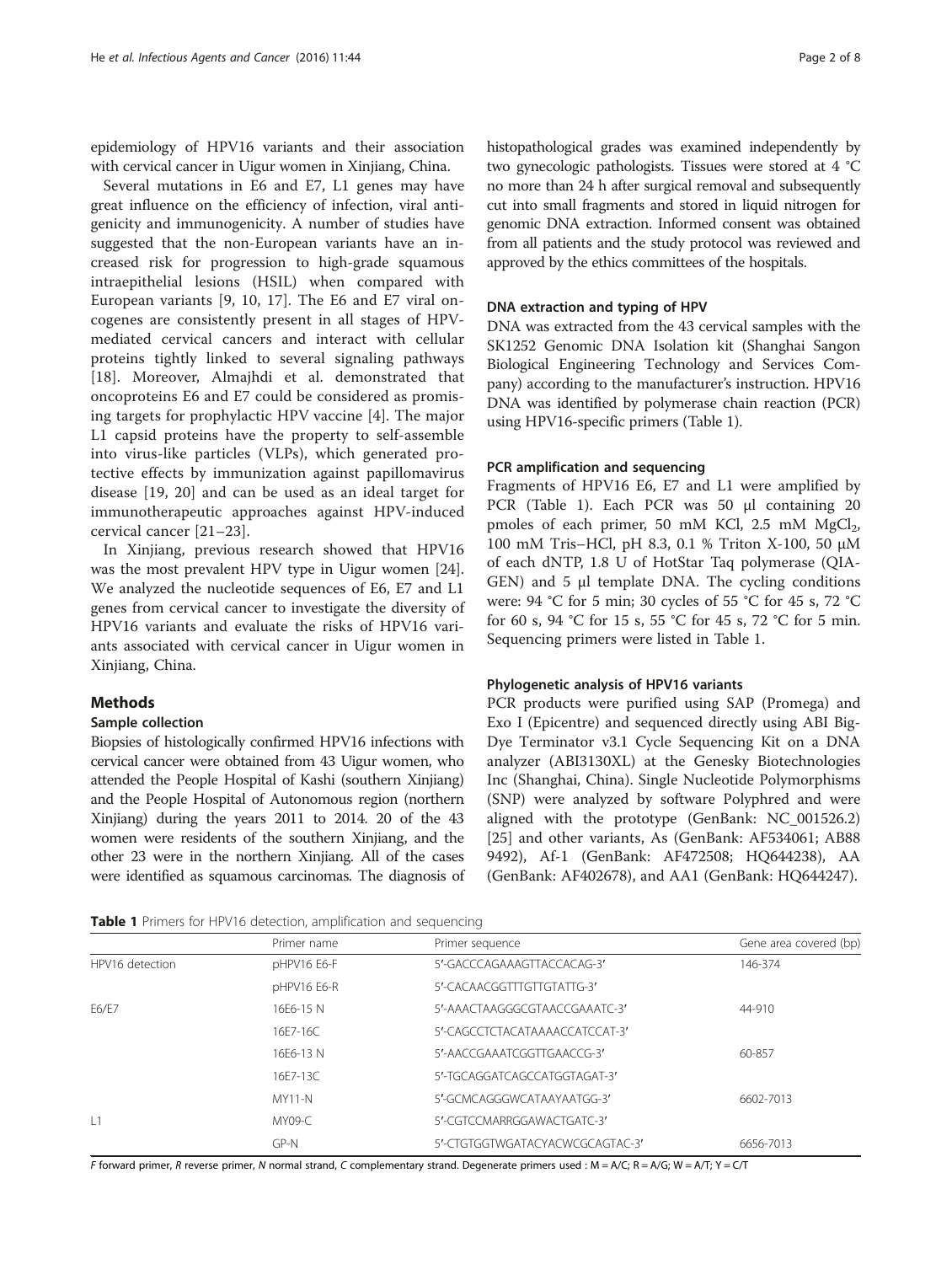epidemiology of HPV16 variants and their association with cervical cancer in Uigur women in Xinjiang, China.

Several mutations in E6 and E7, L1 genes may have great influence on the efficiency of infection, viral antigenicity and immunogenicity. A number of studies have suggested that the non-European variants have an increased risk for progression to high-grade squamous intraepithelial lesions (HSIL) when compared with European variants [9, 10, 17]. The E6 and E7 viral oncogenes are consistently present in all stages of HPV-mediated cervical cancers and interact with cellular proteins tightly linked to several signaling pathways [18]. Moreover, Almajhdi et al. demonstrated that oncoproteins E6 and E7 could be considered as promising targets for prophylactic HPV vaccine [4]. The major L1 capsid proteins have the property to self-assemble into virus-like particles (VLPs), which generated protective effects by immunization against papillomavirus disease [19, 20] and can be used as an ideal target for immunotherapeutic approaches against HPV-induced cervical cancer [21–23].

In Xinjiang, previous research showed that HPV16 was the most prevalent HPV type in Uigur women [24]. We analyzed the nucleotide sequences of E6, E7 and L1 genes from cervical cancer to investigate the diversity of HPV16 variants and evaluate the risks of HPV16 variants associated with cervical cancer in Uigur women in Xinjiang, China.

## Methods

### Sample collection

Biopsies of histologically confirmed HPV16 infections with cervical cancer were obtained from 43 Uigur women, who attended the People Hospital of Kashi (southern Xinjiang) and the People Hospital of Autonomous region (northern Xinjiang) during the years 2011 to 2014. 20 of the 43 women were residents of the southern Xinjiang, and the other 23 were in the northern Xinjiang. All of the cases were identified as squamous carcinomas. The diagnosis of histopathological grades was examined independently by two gynecologic pathologists. Tissues were stored at 4 °C no more than 24 h after surgical removal and subsequently cut into small fragments and stored in liquid nitrogen for genomic DNA extraction. Informed consent was obtained from all patients and the study protocol was reviewed and approved by the ethics committees of the hospitals.

### DNA extraction and typing of HPV

DNA was extracted from the 43 cervical samples with the SK1252 Genomic DNA Isolation kit (Shanghai Sangon Biological Engineering Technology and Services Company) according to the manufacturer's instruction. HPV16 DNA was identified by polymerase chain reaction (PCR) using HPV16-specific primers (Table 1).

### PCR amplification and sequencing

Fragments of HPV16 E6, E7 and L1 were amplified by PCR (Table 1). Each PCR was 50 μl containing 20 pmoles of each primer, 50 mM KCl, 2.5 mM $MgCl_2$, 100 mM Tris–HCl, pH 8.3, 0.1 % Triton X-100, 50 μM of each dNTP, 1.8 U of HotStar Taq polymerase (QIAGEN) and 5 μl template DNA. The cycling conditions were: 94 °C for 5 min; 30 cycles of 55 °C for 45 s, 72 °C for 60 s, 94 °C for 15 s, 55 °C for 45 s, 72 °C for 5 min. Sequencing primers were listed in Table 1.

### Phylogenetic analysis of HPV16 variants

PCR products were purified using SAP (Promega) and Exo I (Epicentre) and sequenced directly using ABI BigDye Terminator v3.1 Cycle Sequencing Kit on a DNA analyzer (ABI3130XL) at the Genesky Biotechnologies Inc (Shanghai, China). Single Nucleotide Polymorphisms (SNP) were analyzed by software Polyphred and were aligned with the prototype (GenBank: NC_001526.2) [25] and other variants, As (GenBank: AF534061; AB889492), Af-1 (GenBank: AF472508; HQ644238), AA (GenBank: AF402678), and AA1 (GenBank: HQ644247).

**Table 1** Primers for HPV16 detection, amplification and sequencing

| | Primer name | Primer sequence | Gene area covered (bp) |
|---|---|---|---|
| HPV16 detection | pHPV16 E6-F | 5′-GACCCAGAAAGTTACCACAG-3′ | 146-374 |
| | pHPV16 E6-R | 5′-CACAACGGTTTGTTGTATTG-3′ | |
| E6/E7 | 16E6-15 N | 5′-AAACTAAGGGCGTAACCGAAATC-3′ | 44-910 |
| | 16E7-16C | 5′-CAGCCTCTACATAAAACCATCCAT-3′ | |
| | 16E6-13 N | 5′-AACCGAAATCGGTTGAACCG-3′ | 60-857 |
| | 16E7-13C | 5′-TGCAGGATCAGCCATGGTAGAT-3′ | |
| | MY11-N | 5′-GCMCAGGGWCATAAYAATGG-3′ | 6602-7013 |
| L1 | MY09-C | 5′-CGTCCMARRGGAWACTGATC-3′ | |
| | GP-N | 5′-CTGTGGTWGATACYACWCGCAGTAC-3′ | 6656-7013 |

*F* forward primer, *R* reverse primer, *N* normal strand, *C* complementary strand. Degenerate primers used : M = A/C; R = A/G; W = A/T; Y = C/T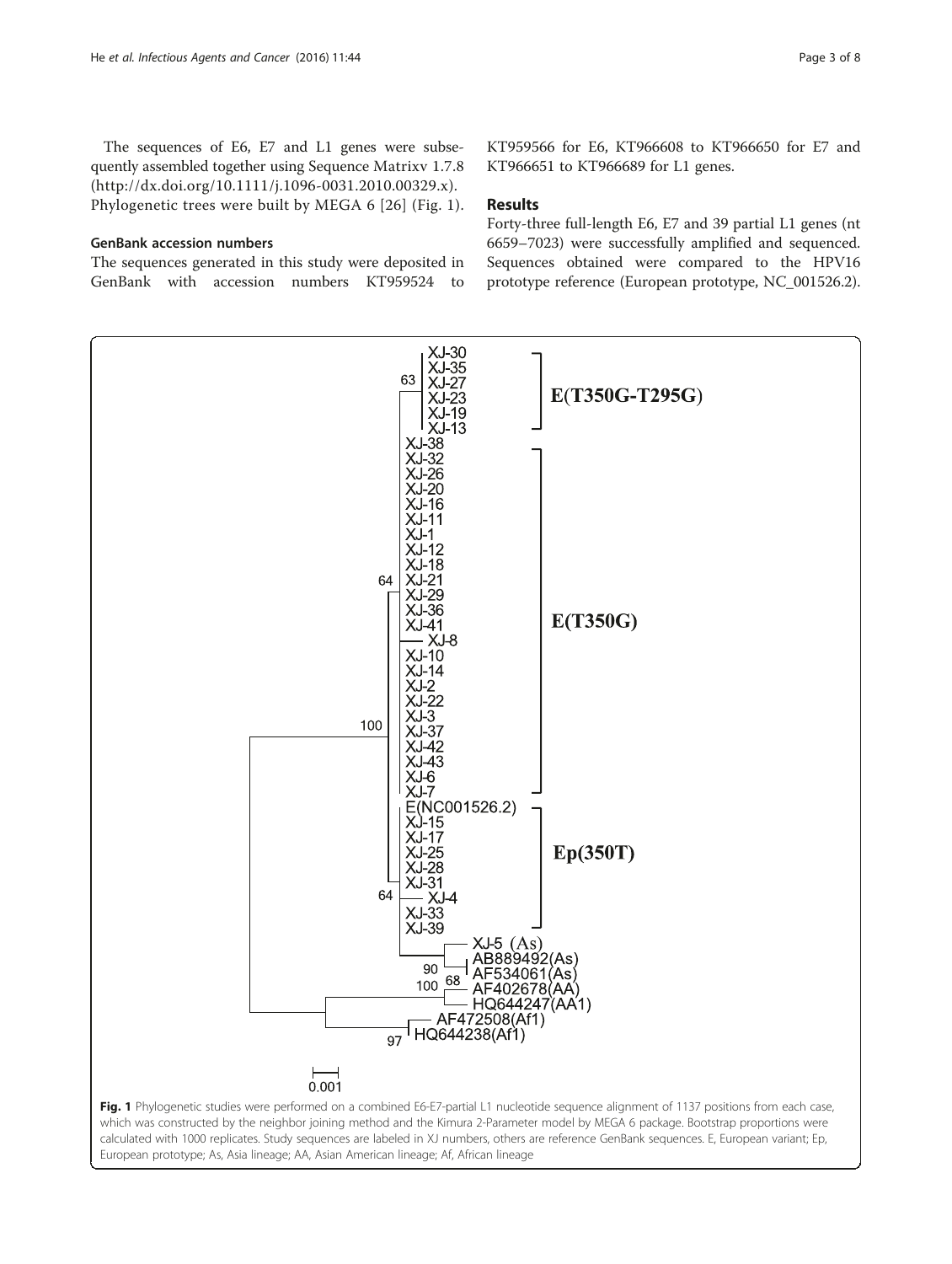The sequences of E6, E7 and L1 genes were subsequently assembled together using Sequence Matrixv 1.7.8 (http://dx.doi.org/10.1111/j.1096-0031.2010.00329.x). Phylogenetic trees were built by MEGA 6 [26] (Fig. 1).

### GenBank accession numbers

The sequences generated in this study were deposited in GenBank with accession numbers KT959524 to KT959566 for E6, KT966608 to KT966650 for E7 and KT966651 to KT966689 for L1 genes.

## Results

Forty-three full-length E6, E7 and 39 partial L1 genes (nt 6659–7023) were successfully amplified and sequenced. Sequences obtained were compared to the HPV16 prototype reference (European prototype, NC_001526.2).

**Fig. 1** Phylogenetic studies were performed on a combined E6-E7-partial L1 nucleotide sequence alignment of 1137 positions from each case, which was constructed by the neighbor joining method and the Kimura 2-Parameter model by MEGA 6 package. Bootstrap proportions were calculated with 1000 replicates. Study sequences are labeled in XJ numbers, others are reference GenBank sequences. E, European variant; Ep, European prototype; As, Asia lineage; AA, Asian American lineage; Af, African lineage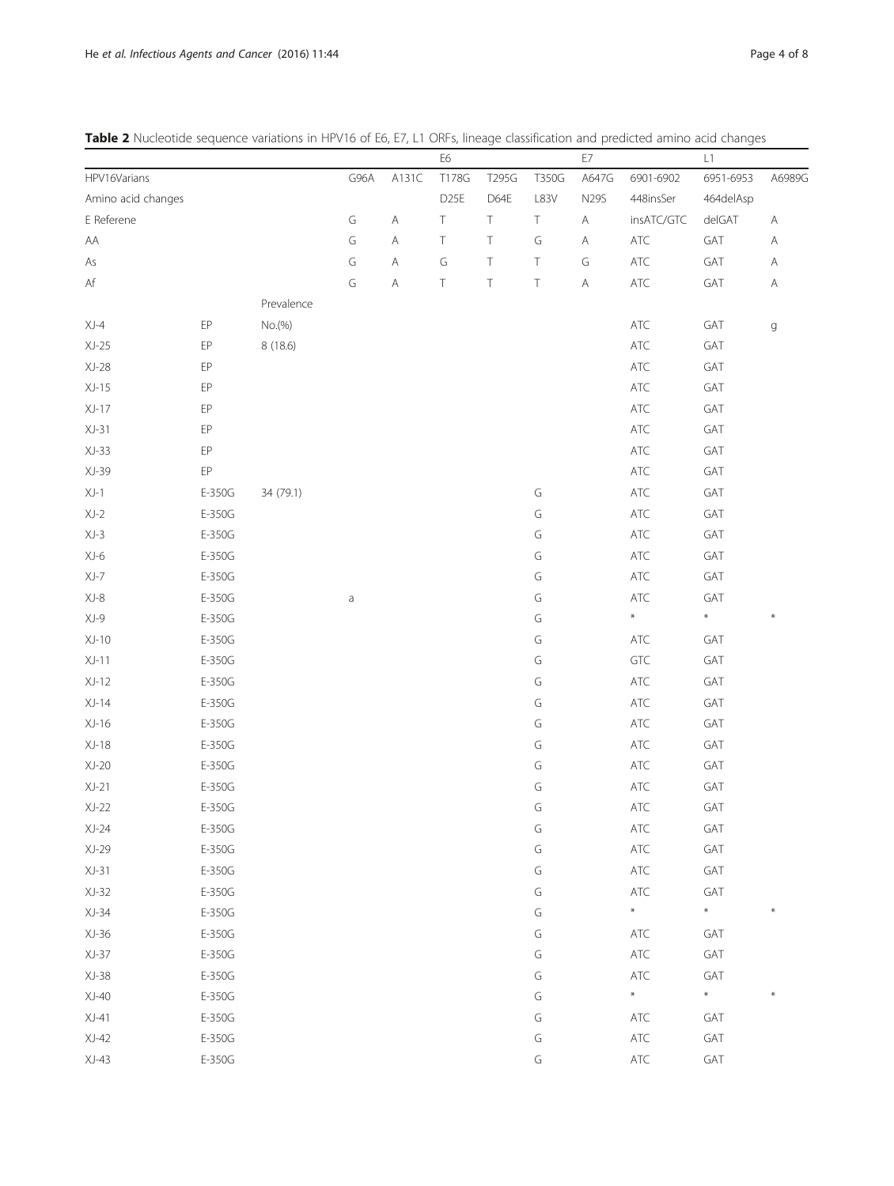**Table 2** Nucleotide sequence variations in HPV16 of E6, E7, L1 ORFs, lineage classification and predicted amino acid changes

| | | | E6 | | | | | E7 | L1 | | |
|---|---|---|---|---|---|---|---|---|---|---|---|
| HPV16Varians | | | G96A | A131C | T178G | T295G | T350G | A647G | 6901-6902 | 6951-6953 | A6989G |
| Amino acid changes | | | | | D25E | D64E | L83V | N29S | 448insSer | 464delAsp | |
| E Referene | | | G | A | T | T | T | A | insATC/GTC | delGAT | A |
| AA | | | G | A | T | T | G | A | ATC | GAT | A |
| As | | | G | A | G | T | T | G | ATC | GAT | A |
| Af | | | G | A | T | T | T | A | ATC | GAT | A |
| | | Prevalence | | | | | | | | | |
| XJ-4 | EP | No.(%) | | | | | | | ATC | GAT | g |
| XJ-25 | EP | 8 (18.6) | | | | | | | ATC | GAT | |
| XJ-28 | EP | | | | | | | | ATC | GAT | |
| XJ-15 | EP | | | | | | | | ATC | GAT | |
| XJ-17 | EP | | | | | | | | ATC | GAT | |
| XJ-31 | EP | | | | | | | | ATC | GAT | |
| XJ-33 | EP | | | | | | | | ATC | GAT | |
| XJ-39 | EP | | | | | | | | ATC | GAT | |
| XJ-1 | E-350G | 34 (79.1) | | | | | G | | ATC | GAT | |
| XJ-2 | E-350G | | | | | | G | | ATC | GAT | |
| XJ-3 | E-350G | | | | | | G | | ATC | GAT | |
| XJ-6 | E-350G | | | | | | G | | ATC | GAT | |
| XJ-7 | E-350G | | | | | | G | | ATC | GAT | |
| XJ-8 | E-350G | | a | | | | G | | ATC | GAT | |
| XJ-9 | E-350G | | | | | | G | | * | * | * |
| XJ-10 | E-350G | | | | | | G | | ATC | GAT | |
| XJ-11 | E-350G | | | | | | G | | GTC | GAT | |
| XJ-12 | E-350G | | | | | | G | | ATC | GAT | |
| XJ-14 | E-350G | | | | | | G | | ATC | GAT | |
| XJ-16 | E-350G | | | | | | G | | ATC | GAT | |
| XJ-18 | E-350G | | | | | | G | | ATC | GAT | |
| XJ-20 | E-350G | | | | | | G | | ATC | GAT | |
| XJ-21 | E-350G | | | | | | G | | ATC | GAT | |
| XJ-22 | E-350G | | | | | | G | | ATC | GAT | |
| XJ-24 | E-350G | | | | | | G | | ATC | GAT | |
| XJ-29 | E-350G | | | | | | G | | ATC | GAT | |
| XJ-31 | E-350G | | | | | | G | | ATC | GAT | |
| XJ-32 | E-350G | | | | | | G | | ATC | GAT | |
| XJ-34 | E-350G | | | | | | G | | * | * | * |
| XJ-36 | E-350G | | | | | | G | | ATC | GAT | |
| XJ-37 | E-350G | | | | | | G | | ATC | GAT | |
| XJ-38 | E-350G | | | | | | G | | ATC | GAT | |
| XJ-40 | E-350G | | | | | | G | | * | * | * |
| XJ-41 | E-350G | | | | | | G | | ATC | GAT | |
| XJ-42 | E-350G | | | | | | G | | ATC | GAT | |
| XJ-43 | E-350G | | | | | | G | | ATC | GAT | |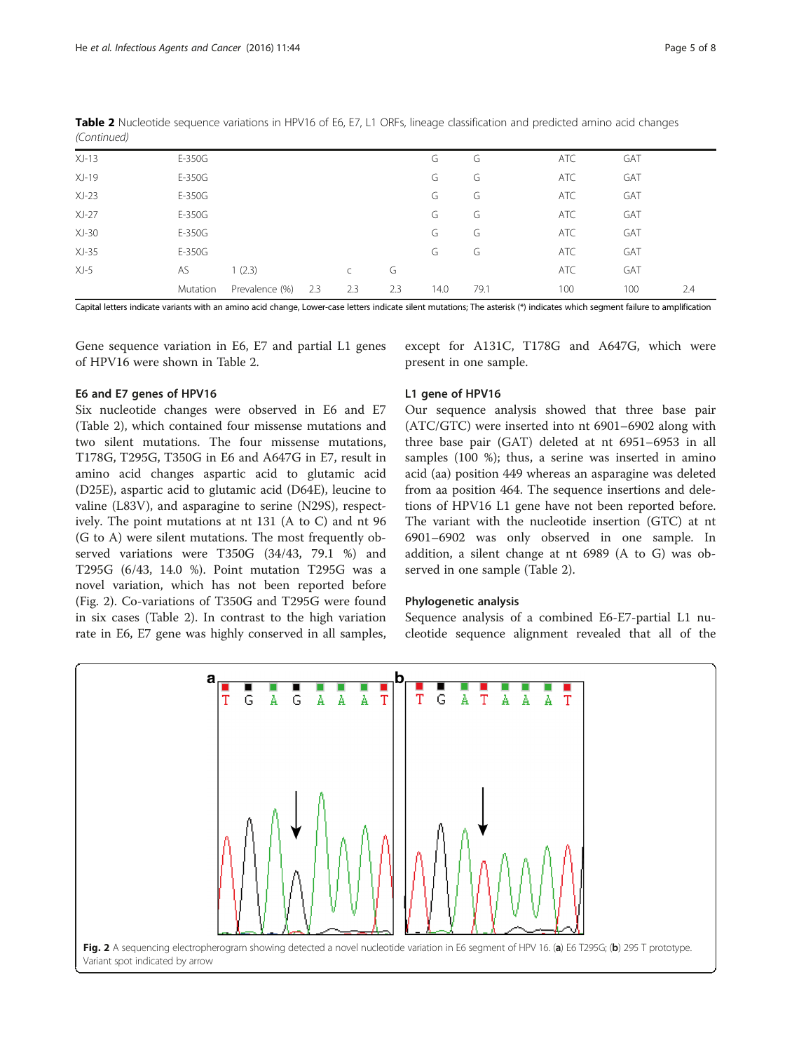**Table 2** Nucleotide sequence variations in HPV16 of E6, E7, L1 ORFs, lineage classification and predicted amino acid changes *(Continued)*

| | | | | | | | | | | |
|---|---|---|---|---|---|---|---|---|---|---|
| XJ-13 | E-350G | | | | | G | G | ATC | GAT | |
| XJ-19 | E-350G | | | | | G | G | ATC | GAT | |
| XJ-23 | E-350G | | | | | G | G | ATC | GAT | |
| XJ-27 | E-350G | | | | | G | G | ATC | GAT | |
| XJ-30 | E-350G | | | | | G | G | ATC | GAT | |
| XJ-35 | E-350G | | | | | G | G | ATC | GAT | |
| XJ-5 | AS | 1 (2.3) | | c | G | | | ATC | GAT | |
| | Mutation | Prevalence (%) | 2.3 | 2.3 | 2.3 | 14.0 | 79.1 | 100 | 100 | 2.4 |

Capital letters indicate variants with an amino acid change, Lower-case letters indicate silent mutations; The asterisk (*) indicates which segment failure to amplification

Gene sequence variation in E6, E7 and partial L1 genes of HPV16 were shown in Table 2.

### E6 and E7 genes of HPV16

Six nucleotide changes were observed in E6 and E7 (Table 2), which contained four missense mutations and two silent mutations. The four missense mutations, T178G, T295G, T350G in E6 and A647G in E7, result in amino acid changes aspartic acid to glutamic acid (D25E), aspartic acid to glutamic acid (D64E), leucine to valine (L83V), and asparagine to serine (N29S), respectively. The point mutations at nt 131 (A to C) and nt 96 (G to A) were silent mutations. The most frequently observed variations were T350G (34/43, 79.1 %) and T295G (6/43, 14.0 %). Point mutation T295G was a novel variation, which has not been reported before (Fig. 2). Co-variations of T350G and T295G were found in six cases (Table 2). In contrast to the high variation rate in E6, E7 gene was highly conserved in all samples, except for A131C, T178G and A647G, which were present in one sample.

### L1 gene of HPV16

Our sequence analysis showed that three base pair (ATC/GTC) were inserted into nt 6901–6902 along with three base pair (GAT) deleted at nt 6951–6953 in all samples (100 %); thus, a serine was inserted in amino acid (aa) position 449 whereas an asparagine was deleted from aa position 464. The sequence insertions and deletions of HPV16 L1 gene have not been reported before. The variant with the nucleotide insertion (GTC) at nt 6901–6902 was only observed in one sample. In addition, a silent change at nt 6989 (A to G) was observed in one sample (Table 2).

### Phylogenetic analysis

Sequence analysis of a combined E6-E7-partial L1 nucleotide sequence alignment revealed that all of the

**Fig. 2** A sequencing electropherogram showing detected a novel nucleotide variation in E6 segment of HPV 16. (**a**) E6 T295G; (**b**) 295 T prototype. Variant spot indicated by arrow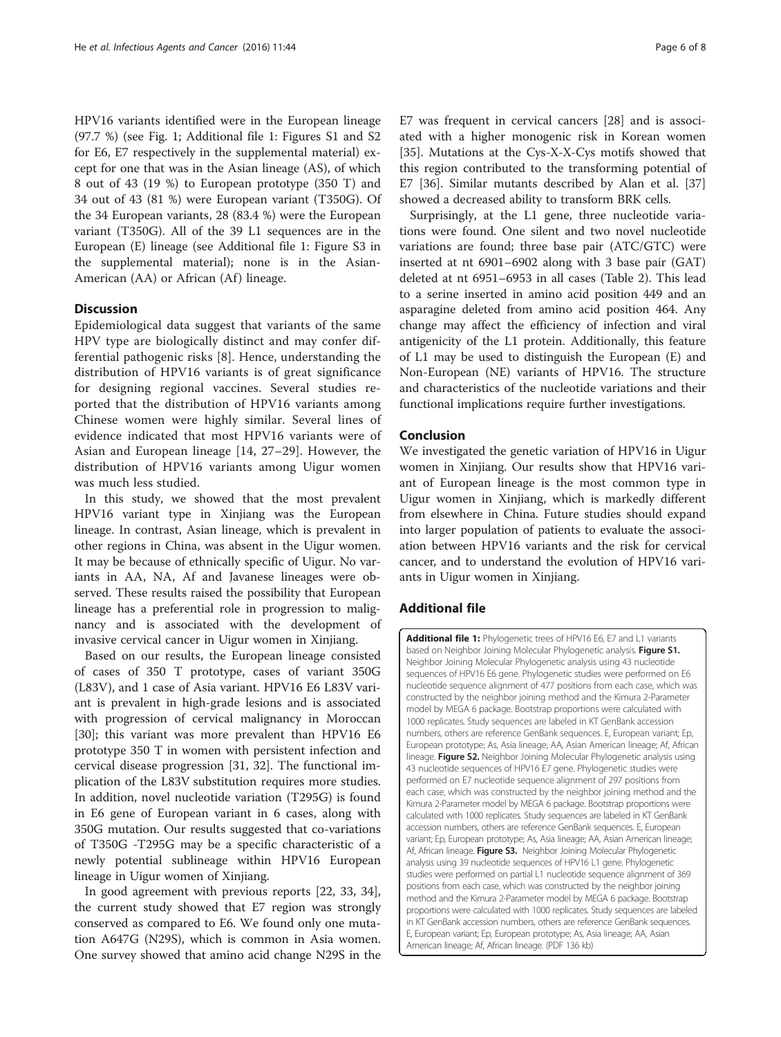HPV16 variants identified were in the European lineage (97.7 %) (see Fig. 1; Additional file 1: Figures S1 and S2 for E6, E7 respectively in the supplemental material) except for one that was in the Asian lineage (AS), of which 8 out of 43 (19 %) to European prototype (350 T) and 34 out of 43 (81 %) were European variant (T350G). Of the 34 European variants, 28 (83.4 %) were the European variant (T350G). All of the 39 L1 sequences are in the European (E) lineage (see Additional file 1: Figure S3 in the supplemental material); none is in the Asian-American (AA) or African (Af) lineage.

## Discussion

Epidemiological data suggest that variants of the same HPV type are biologically distinct and may confer differential pathogenic risks [8]. Hence, understanding the distribution of HPV16 variants is of great significance for designing regional vaccines. Several studies reported that the distribution of HPV16 variants among Chinese women were highly similar. Several lines of evidence indicated that most HPV16 variants were of Asian and European lineage [14, 27–29]. However, the distribution of HPV16 variants among Uigur women was much less studied.

In this study, we showed that the most prevalent HPV16 variant type in Xinjiang was the European lineage. In contrast, Asian lineage, which is prevalent in other regions in China, was absent in the Uigur women. It may be because of ethnically specific of Uigur. No variants in AA, NA, Af and Javanese lineages were observed. These results raised the possibility that European lineage has a preferential role in progression to malignancy and is associated with the development of invasive cervical cancer in Uigur women in Xinjiang.

Based on our results, the European lineage consisted of cases of 350 T prototype, cases of variant 350G (L83V), and 1 case of Asia variant. HPV16 E6 L83V variant is prevalent in high-grade lesions and is associated with progression of cervical malignancy in Moroccan [30]; this variant was more prevalent than HPV16 E6 prototype 350 T in women with persistent infection and cervical disease progression [31, 32]. The functional implication of the L83V substitution requires more studies. In addition, novel nucleotide variation (T295G) is found in E6 gene of European variant in 6 cases, along with 350G mutation. Our results suggested that co-variations of T350G -T295G may be a specific characteristic of a newly potential sublineage within HPV16 European lineage in Uigur women of Xinjiang.

In good agreement with previous reports [22, 33, 34], the current study showed that E7 region was strongly conserved as compared to E6. We found only one mutation A647G (N29S), which is common in Asia women. One survey showed that amino acid change N29S in the E7 was frequent in cervical cancers [28] and is associated with a higher monogenic risk in Korean women [35]. Mutations at the Cys-X-X-Cys motifs showed that this region contributed to the transforming potential of E7 [36]. Similar mutants described by Alan et al. [37] showed a decreased ability to transform BRK cells.

Surprisingly, at the L1 gene, three nucleotide variations were found. One silent and two novel nucleotide variations are found; three base pair (ATC/GTC) were inserted at nt 6901–6902 along with 3 base pair (GAT) deleted at nt 6951–6953 in all cases (Table 2). This lead to a serine inserted in amino acid position 449 and an asparagine deleted from amino acid position 464. Any change may affect the efficiency of infection and viral antigenicity of the L1 protein. Additionally, this feature of L1 may be used to distinguish the European (E) and Non-European (NE) variants of HPV16. The structure and characteristics of the nucleotide variations and their functional implications require further investigations.

## Conclusion

We investigated the genetic variation of HPV16 in Uigur women in Xinjiang. Our results show that HPV16 variant of European lineage is the most common type in Uigur women in Xinjiang, which is markedly different from elsewhere in China. Future studies should expand into larger population of patients to evaluate the association between HPV16 variants and the risk for cervical cancer, and to understand the evolution of HPV16 variants in Uigur women in Xinjiang.

## Additional file

**Additional file 1:** Phylogenetic trees of HPV16 E6, E7 and L1 variants based on Neighbor Joining Molecular Phylogenetic analysis. **Figure S1.** Neighbor Joining Molecular Phylogenetic analysis using 43 nucleotide sequences of HPV16 E6 gene. Phylogenetic studies were performed on E6 nucleotide sequence alignment of 477 positions from each case, which was constructed by the neighbor joining method and the Kimura 2-Parameter model by MEGA 6 package. Bootstrap proportions were calculated with 1000 replicates. Study sequences are labeled in KT GenBank accession numbers, others are reference GenBank sequences. E, European variant; Ep, European prototype; As, Asia lineage; AA, Asian American lineage; Af, African lineage. **Figure S2.** Neighbor Joining Molecular Phylogenetic analysis using 43 nucleotide sequences of HPV16 E7 gene. Phylogenetic studies were performed on E7 nucleotide sequence alignment of 297 positions from each case, which was constructed by the neighbor joining method and the Kimura 2-Parameter model by MEGA 6 package. Bootstrap proportions were calculated with 1000 replicates. Study sequences are labeled in KT GenBank accession numbers, others are reference GenBank sequences. E, European variant; Ep, European prototype; As, Asia lineage; AA, Asian American lineage; Af, African lineage. **Figure S3.** Neighbor Joining Molecular Phylogenetic analysis using 39 nucleotide sequences of HPV16 L1 gene. Phylogenetic studies were performed on partial L1 nucleotide sequence alignment of 369 positions from each case, which was constructed by the neighbor joining method and the Kimura 2-Parameter model by MEGA 6 package. Bootstrap proportions were calculated with 1000 replicates. Study sequences are labeled in KT GenBank accession numbers, others are reference GenBank sequences. E, European variant; Ep, European prototype; As, Asia lineage; AA, Asian American lineage; Af, African lineage. (PDF 136 kb)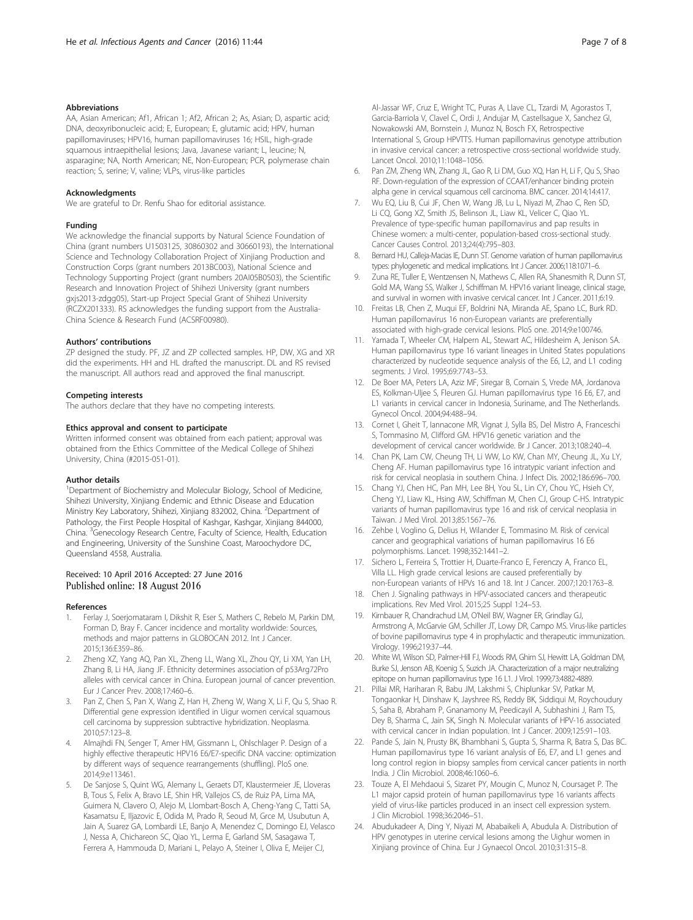### Abbreviations

AA, Asian American; Af1, African 1; Af2, African 2; As, Asian; D, aspartic acid; DNA, deoxyribonucleic acid; E, European; E, glutamic acid; HPV, human papillomaviruses; HPV16, human papillomaviruses 16; HSIL, high-grade squamous intraepithelial lesions; Java, Javanese variant; L, leucine; N, asparagine; NA, North American; NE, Non-European; PCR, polymerase chain reaction; S, serine; V, valine; VLPs, virus-like particles

### Acknowledgments

We are grateful to Dr. Renfu Shao for editorial assistance.

### Funding

We acknowledge the financial supports by Natural Science Foundation of China (grant numbers U1503125, 30860302 and 30660193), the International Science and Technology Collaboration Project of Xinjiang Production and Construction Corps (grant numbers 2013BC003), National Science and Technology Supporting Project (grant numbers 20AI05B0503), the Scientific Research and Innovation Project of Shihezi University (grant numbers gxjs2013-zdgg05), Start-up Project Special Grant of Shihezi University (RCZX201333). RS acknowledges the funding support from the Australia-China Science & Research Fund (ACSRF00980).

### Authors' contributions

ZP designed the study. PF, JZ and ZP collected samples. HP, DW, XG and XR did the experiments. HH and HL drafted the manuscript. DL and RS revised the manuscript. All authors read and approved the final manuscript.

### Competing interests

The authors declare that they have no competing interests.

### Ethics approval and consent to participate

Written informed consent was obtained from each patient; approval was obtained from the Ethics Committee of the Medical College of Shihezi University, China (#2015-051-01).

### Author details

[1]Department of Biochemistry and Molecular Biology, School of Medicine, Shihezi University, Xinjiang Endemic and Ethnic Disease and Education Ministry Key Laboratory, Shihezi, Xinjiang 832002, China. [2]Department of Pathology, the First People Hospital of Kashgar, Kashgar, Xinjiang 844000, China. [3]Genecology Research Centre, Faculty of Science, Health, Education and Engineering, University of the Sunshine Coast, Maroochydore DC, Queensland 4558, Australia.

Received: 10 April 2016 Accepted: 27 June 2016
Published online: 18 August 2016

### References

1. Ferlay J, Soerjomataram I, Dikshit R, Eser S, Mathers C, Rebelo M, Parkin DM, Forman D, Bray F. Cancer incidence and mortality worldwide: Sources, methods and major patterns in GLOBOCAN 2012. Int J Cancer. 2015;136:E359–86.
2. Zheng XZ, Yang AQ, Pan XL, Zheng LL, Wang XL, Zhou QY, Li XM, Yan LH, Zhang B, Li HA, Jiang JF. Ethnicity determines association of p53Arg72Pro alleles with cervical cancer in China. European journal of cancer prevention. Eur J Cancer Prev. 2008;17:460–6.
3. Pan Z, Chen S, Pan X, Wang Z, Han H, Zheng W, Wang X, Li F, Qu S, Shao R. Differential gene expression identified in Uigur women cervical squamous cell carcinoma by suppression subtractive hybridization. Neoplasma. 2010;57:123–8.
4. Almajhdi FN, Senger T, Amer HM, Gissmann L, Ohlschlager P. Design of a highly effective therapeutic HPV16 E6/E7-specific DNA vaccine: optimization by different ways of sequence rearrangements (shuffling). PloS one. 2014;9:e113461.
5. De Sanjose S, Quint WG, Alemany L, Geraets DT, Klaustermeier JE, Lloveras B, Tous S, Felix A, Bravo LE, Shin HR, Vallejos CS, de Ruiz PA, Lima MA, Guimera N, Clavero O, Alejo M, Llombart-Bosch A, Cheng-Yang C, Tatti SA, Kasamatsu E, Iljazovic E, Odida M, Prado R, Seoud M, Grce M, Usubutun A, Jain A, Suarez GA, Lombardi LE, Banjo A, Menendez C, Domingo EJ, Velasco J, Nessa A, Chichareon SC, Qiao YL, Lerma E, Garland SM, Sasagawa T, Ferrera A, Hammouda D, Mariani L, Pelayo A, Steiner I, Oliva E, Meijer CJ, Al-Jassar WF, Cruz E, Wright TC, Puras A, Llave CL, Tzardi M, Agorastos T, Garcia-Barriola V, Clavel C, Ordi J, Andujar M, Castellsague X, Sanchez GI, Nowakowski AM, Bornstein J, Munoz N, Bosch FX, Retrospective International S, Group HPVTTS. Human papillomavirus genotype attribution in invasive cervical cancer: a retrospective cross-sectional worldwide study. Lancet Oncol. 2010;11:1048–1056.
6. Pan ZM, Zheng WN, Zhang JL, Gao R, Li DM, Guo XQ, Han H, Li F, Qu S, Shao RF. Down-regulation of the expression of CCAAT/enhancer binding protein alpha gene in cervical squamous cell carcinoma. BMC cancer. 2014;14:417.
7. Wu EQ, Liu B, Cui JF, Chen W, Wang JB, Lu L, Niyazi M, Zhao C, Ren SD, Li CQ, Gong XZ, Smith JS, Belinson JL, Liaw KL, Velicer C, Qiao YL. Prevalence of type-specific human papillomavirus and pap results in Chinese women: a multi-center, population-based cross-sectional study. Cancer Causes Control. 2013;24(4):795–803.
8. Bernard HU, Calleja-Macias IE, Dunn ST. Genome variation of human papillomavirus types: phylogenetic and medical implications. Int J Cancer. 2006;118:1071–6.
9. Zuna RE, Tuller E, Wentzensen N, Mathews C, Allen RA, Shanesmith R, Dunn ST, Gold MA, Wang SS, Walker J, Schiffman M. HPV16 variant lineage, clinical stage, and survival in women with invasive cervical cancer. Int J Cancer. 2011;6:19.
10. Freitas LB, Chen Z, Muqui EF, Boldrini NA, Miranda AE, Spano LC, Burk RD. Human papillomavirus 16 non-European variants are preferentially associated with high-grade cervical lesions. PloS one. 2014;9:e100746.
11. Yamada T, Wheeler CM, Halpern AL, Stewart AC, Hildesheim A, Jenison SA. Human papillomavirus type 16 variant lineages in United States populations characterized by nucleotide sequence analysis of the E6, L2, and L1 coding segments. J Virol. 1995;69:7743–53.
12. De Boer MA, Peters LA, Aziz MF, Siregar B, Cornain S, Vrede MA, Jordanova ES, Kolkman-Uljee S, Fleuren GJ. Human papillomavirus type 16 E6, E7, and L1 variants in cervical cancer in Indonesia, Suriname, and The Netherlands. Gynecol Oncol. 2004;94:488–94.
13. Cornet I, Gheit T, Iannacone MR, Vignat J, Sylla BS, Del Mistro A, Franceschi S, Tommasino M, Clifford GM. HPV16 genetic variation and the development of cervical cancer worldwide. Br J Cancer. 2013;108:240–4.
14. Chan PK, Lam CW, Cheung TH, Li WW, Lo KW, Chan MY, Cheung JL, Xu LY, Cheng AF. Human papillomavirus type 16 intratypic variant infection and risk for cervical neoplasia in southern China. J Infect Dis. 2002;186:696–700.
15. Chang YJ, Chen HC, Pan MH, Lee BH, You SL, Lin CY, Chou YC, Hsieh CY, Cheng YJ, Liaw KL, Hsing AW, Schiffman M, Chen CJ, Group C-HS. Intratypic variants of human papillomavirus type 16 and risk of cervical neoplasia in Taiwan. J Med Virol. 2013;85:1567–76.
16. Zehbe I, Voglino G, Delius H, Wilander E, Tommasino M. Risk of cervical cancer and geographical variations of human papillomavirus 16 E6 polymorphisms. Lancet. 1998;352:1441–2.
17. Sichero L, Ferreira S, Trottier H, Duarte-Franco E, Ferenczy A, Franco EL, Villa LL. High grade cervical lesions are caused preferentially by non-European variants of HPVs 16 and 18. Int J Cancer. 2007;120:1763–8.
18. Chen J. Signaling pathways in HPV-associated cancers and therapeutic implications. Rev Med Virol. 2015;25 Suppl 1:24–53.
19. Kirnbauer R, Chandrachud LM, O'Neil BW, Wagner ER, Grindlay GJ, Armstrong A, McGarvie GM, Schiller JT, Lowy DR, Campo MS. Virus-like particles of bovine papillomavirus type 4 in prophylactic and therapeutic immunization. Virology. 1996;219:37–44.
20. White WI, Wilson SD, Palmer-Hill FJ, Woods RM, Ghim SJ, Hewitt LA, Goldman DM, Burke SJ, Jenson AB, Koenig S, Suzich JA. Characterization of a major neutralizing epitope on human papillomavirus type 16 L1. J Virol. 1999;73:4882-4889.
21. Pillai MR, Hariharan R, Babu JM, Lakshmi S, Chiplunkar SV, Patkar M, Tongaonkar H, Dinshaw K, Jayshree RS, Reddy BK, Siddiqui M, Roychoudury S, Saha B, Abraham P, Gnanamony M, Peedicayil A, Subhashini J, Ram TS, Dey B, Sharma C, Jain SK, Singh N. Molecular variants of HPV-16 associated with cervical cancer in Indian population. Int J Cancer. 2009;125:91–103.
22. Pande S, Jain N, Prusty BK, Bhambhani S, Gupta S, Sharma R, Batra S, Das BC. Human papillomavirus type 16 variant analysis of E6, E7, and L1 genes and long control region in biopsy samples from cervical cancer patients in north India. J Clin Microbiol. 2008;46:1060–6.
23. Touze A, El Mehdaoui S, Sizaret PY, Mougin C, Munoz N, Coursaget P. The L1 major capsid protein of human papillomavirus type 16 variants affects yield of virus-like particles produced in an insect cell expression system. J Clin Microbiol. 1998;36:2046–51.
24. Abudukadeer A, Ding Y, Niyazi M, Ababaikeli A, Abudula A. Distribution of HPV genotypes in uterine cervical lesions among the Uighur women in Xinjiang province of China. Eur J Gynaecol Oncol. 2010;31:315–8.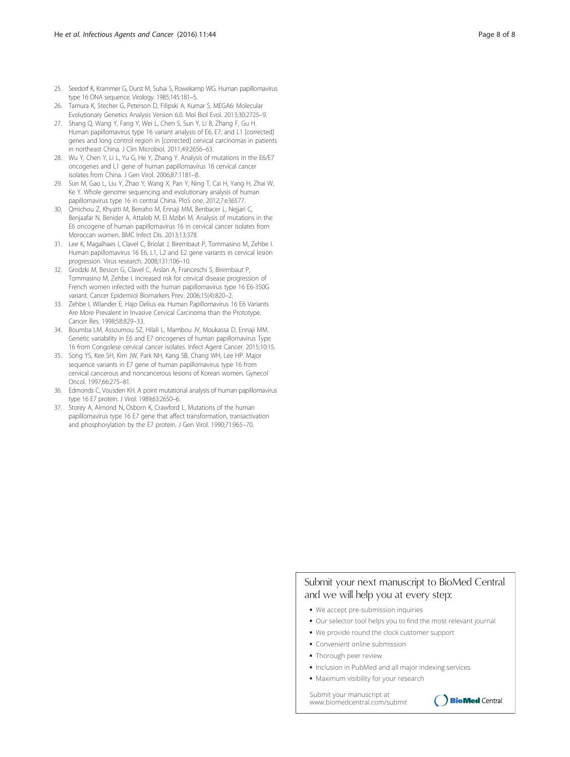25. Seedorf K, Krammer G, Durst M, Suhai S, Rowekamp WG. Human papillomavirus type 16 DNA sequence. Virology. 1985;145:181–5.
26. Tamura K, Stecher G, Peterson D, Filipski A, Kumar S. MEGA6: Molecular Evolutionary Genetics Analysis Version 6.0. Mol Biol Evol. 2013;30:2725–9.
27. Shang Q, Wang Y, Fang Y, Wei L, Chen S, Sun Y, Li B, Zhang F, Gu H. Human papillomavirus type 16 variant analysis of E6, E7, and L1 [corrected] genes and long control region in [corrected] cervical carcinomas in patients in northeast China. J Clin Microbiol. 2011;49:2656–63.
28. Wu Y, Chen Y, Li L, Yu G, He Y, Zhang Y. Analysis of mutations in the E6/E7 oncogenes and L1 gene of human papillomavirus 16 cervical cancer isolates from China. J Gen Virol. 2006;87:1181–8.
29. Sun M, Gao L, Liu Y, Zhao Y, Wang X, Pan Y, Ning T, Cai H, Yang H, Zhai W, Ke Y. Whole genome sequencing and evolutionary analysis of human papillomavirus type 16 in central China. PloS one. 2012;7:e36577.
30. Qmichou Z, Khyatti M, Berraho M, Ennaji MM, Benbacer L, Nejjari C, Benjaafar N, Benider A, Attaleb M, El Mzibri M. Analysis of mutations in the E6 oncogene of human papillomavirus 16 in cervical cancer isolates from Moroccan women. BMC Infect Dis. 2013;13:378.
31. Lee K, Magalhaes I, Clavel C, Briolat J, Birembaut P, Tommasino M, Zehbe I. Human papillomavirus 16 E6, L1, L2 and E2 gene variants in cervical lesion progression. Virus research. 2008;131:106–10.
32. Grodzki M, Besson G, Clavel C, Arslan A, Franceschi S, Birembaut P, Tommasino M, Zehbe I. Increased risk for cervical disease progression of French women infected with the human papillomavirus type 16 E6-350G variant. Cancer Epidemiol Biomarkers Prev. 2006;15(4):820–2.
33. Zehbe I, Wilander E. Hajo Delius ea. Human Papillomavirus 16 E6 Variants Are More Prevalent in Invasive Cervical Carcinoma than the Prototype. Cancer Res. 1998;58:829–33.
34. Boumba LM, Assoumou SZ, Hilali L, Mambou JV, Moukassa D, Ennaji MM. Genetic variability in E6 and E7 oncogenes of human papillomavirus Type 16 from Congolese cervical cancer isolates. Infect Agent Cancer. 2015;10:15.
35. Song YS, Kee SH, Kim JW, Park NH, Kang SB, Chang WH, Lee HP. Major sequence variants in E7 gene of human papillomavirus type 16 from cervical cancerous and noncancerous lesions of Korean women. Gynecol Oncol. 1997;66:275–81.
36. Edmonds C, Vousden KH. A point mutational analysis of human papillomavirus type 16 E7 protein. J Virol. 1989;63:2650–6.
37. Storey A, Almond N, Osborn K, Crawford L. Mutations of the human papillomavirus type 16 E7 gene that affect transformation, transactivation and phosphorylation by the E7 protein. J Gen Virol. 1990;71:965–70.

Submit your next manuscript to BioMed Central and we will help you at every step:

- We accept pre-submission inquiries
- Our selector tool helps you to find the most relevant journal
- We provide round the clock customer support
- Convenient online submission
- Thorough peer review
- Inclusion in PubMed and all major indexing services
- Maximum visibility for your research

Submit your manuscript at www.biomedcentral.com/submit

BioMed Central